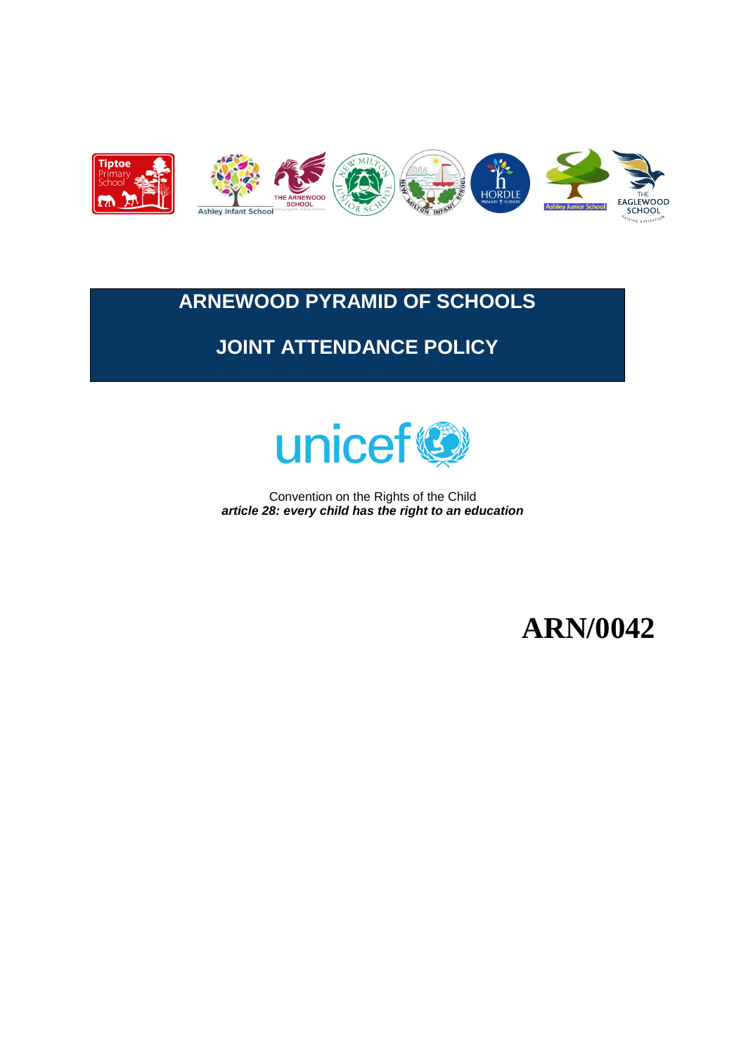# ARNEWOOD PYRAMID OF SCHOOLS

# JOINT ATTENDANCE POLICY

Convention on the Rights of the Child
***article 28: every child has the right to an education***

# ARN/0042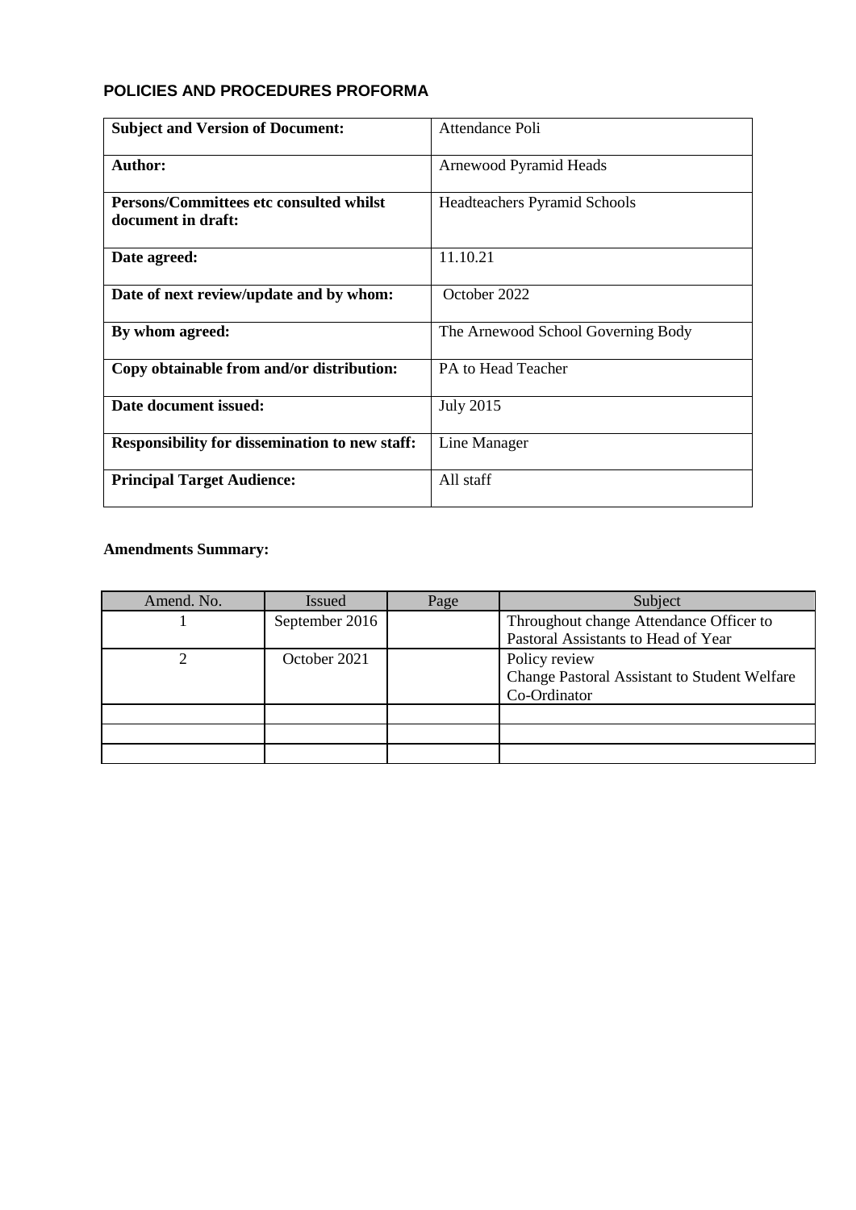**POLICIES AND PROCEDURES PROFORMA**

| **Subject and Version of Document:** | Attendance Poli |
|---|---|
| **Author:** | Arnewood Pyramid Heads |
| **Persons/Committees etc consulted whilst document in draft:** | Headteachers Pyramid Schools |
| **Date agreed:** | 11.10.21 |
| **Date of next review/update and by whom:** | October 2022 |
| **By whom agreed:** | The Arnewood School Governing Body |
| **Copy obtainable from and/or distribution:** | PA to Head Teacher |
| **Date document issued:** | July 2015 |
| **Responsibility for dissemination to new staff:** | Line Manager |
| **Principal Target Audience:** | All staff |

**Amendments Summary:**

| Amend. No. | Issued | Page | Subject |
|---|---|---|---|
| 1 | September 2016 | | Throughout change Attendance Officer to Pastoral Assistants to Head of Year |
| 2 | October 2021 | | Policy review<br>Change Pastoral Assistant to Student Welfare Co-Ordinator |
| | | | |
| | | | |
| | | | |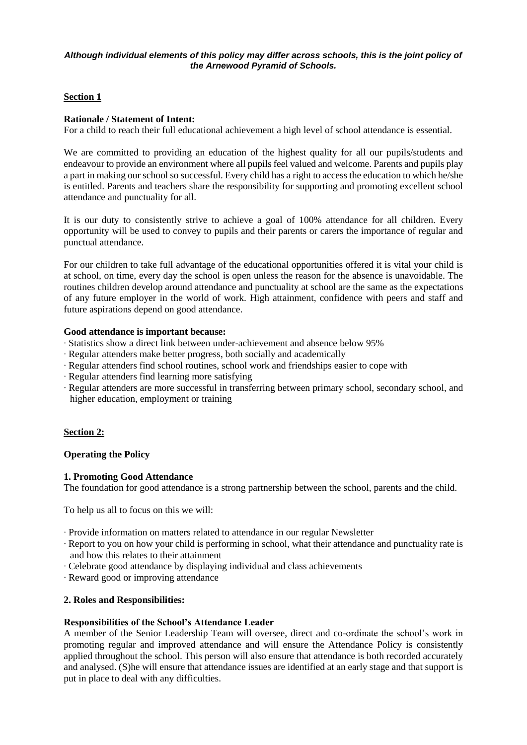***Although individual elements of this policy may differ across schools, this is the joint policy of the Arnewood Pyramid of Schools.***

## Section 1

**Rationale / Statement of Intent:**

For a child to reach their full educational achievement a high level of school attendance is essential.

We are committed to providing an education of the highest quality for all our pupils/students and endeavour to provide an environment where all pupils feel valued and welcome. Parents and pupils play a part in making our school so successful. Every child has a right to access the education to which he/she is entitled. Parents and teachers share the responsibility for supporting and promoting excellent school attendance and punctuality for all.

It is our duty to consistently strive to achieve a goal of 100% attendance for all children. Every opportunity will be used to convey to pupils and their parents or carers the importance of regular and punctual attendance.

For our children to take full advantage of the educational opportunities offered it is vital your child is at school, on time, every day the school is open unless the reason for the absence is unavoidable. The routines children develop around attendance and punctuality at school are the same as the expectations of any future employer in the world of work. High attainment, confidence with peers and staff and future aspirations depend on good attendance.

**Good attendance is important because:**

- Statistics show a direct link between under-achievement and absence below 95%
- Regular attenders make better progress, both socially and academically
- Regular attenders find school routines, school work and friendships easier to cope with
- Regular attenders find learning more satisfying
- Regular attenders are more successful in transferring between primary school, secondary school, and higher education, employment or training

## Section 2:

**Operating the Policy**

### 1. Promoting Good Attendance

The foundation for good attendance is a strong partnership between the school, parents and the child.

To help us all to focus on this we will:

- Provide information on matters related to attendance in our regular Newsletter
- Report to you on how your child is performing in school, what their attendance and punctuality rate is and how this relates to their attainment
- Celebrate good attendance by displaying individual and class achievements
- Reward good or improving attendance

### 2. Roles and Responsibilities:

**Responsibilities of the School's Attendance Leader**

A member of the Senior Leadership Team will oversee, direct and co-ordinate the school's work in promoting regular and improved attendance and will ensure the Attendance Policy is consistently applied throughout the school. This person will also ensure that attendance is both recorded accurately and analysed. (S)he will ensure that attendance issues are identified at an early stage and that support is put in place to deal with any difficulties.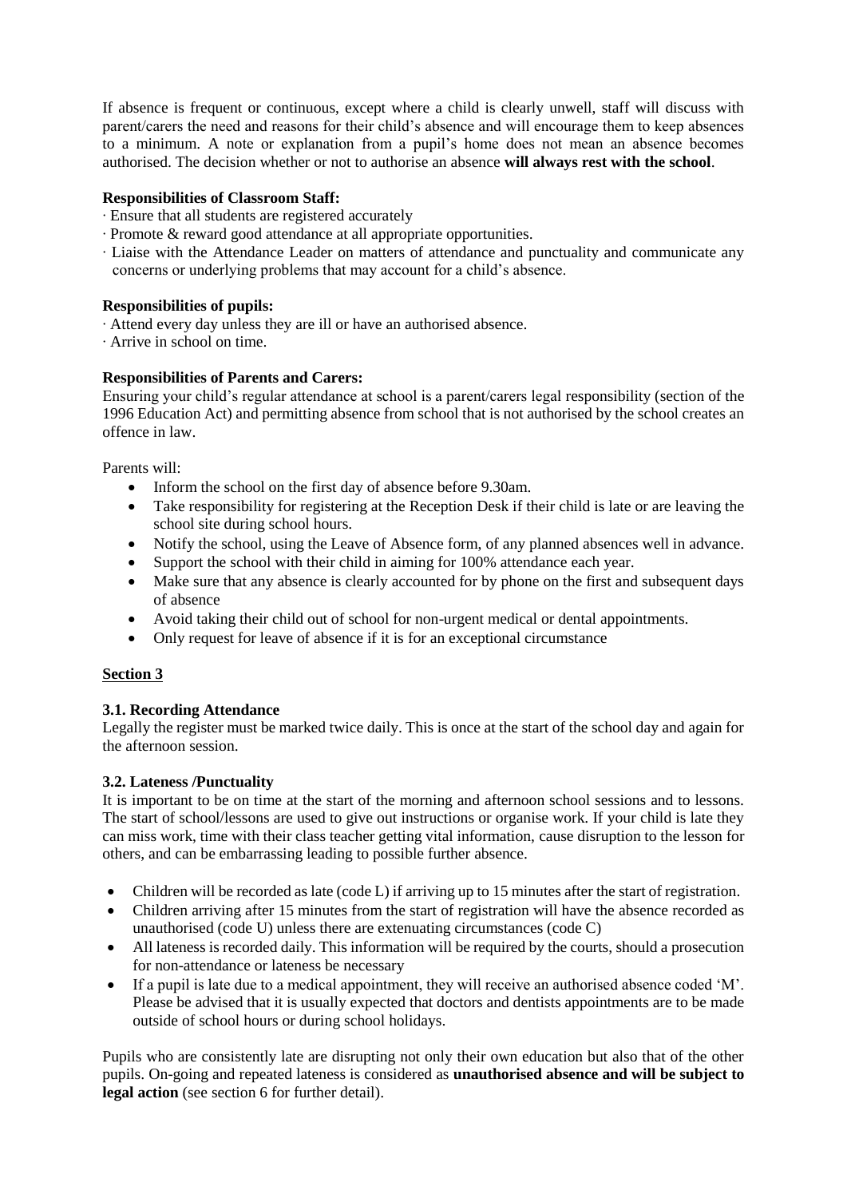If absence is frequent or continuous, except where a child is clearly unwell, staff will discuss with parent/carers the need and reasons for their child's absence and will encourage them to keep absences to a minimum. A note or explanation from a pupil's home does not mean an absence becomes authorised. The decision whether or not to authorise an absence **will always rest with the school**.

**Responsibilities of Classroom Staff:**

- Ensure that all students are registered accurately
- Promote & reward good attendance at all appropriate opportunities.
- Liaise with the Attendance Leader on matters of attendance and punctuality and communicate any concerns or underlying problems that may account for a child's absence.

**Responsibilities of pupils:**

- Attend every day unless they are ill or have an authorised absence.
- Arrive in school on time.

**Responsibilities of Parents and Carers:**

Ensuring your child's regular attendance at school is a parent/carers legal responsibility (section of the 1996 Education Act) and permitting absence from school that is not authorised by the school creates an offence in law.

Parents will:

- Inform the school on the first day of absence before 9.30am.
- Take responsibility for registering at the Reception Desk if their child is late or are leaving the school site during school hours.
- Notify the school, using the Leave of Absence form, of any planned absences well in advance.
- Support the school with their child in aiming for 100% attendance each year.
- Make sure that any absence is clearly accounted for by phone on the first and subsequent days of absence
- Avoid taking their child out of school for non-urgent medical or dental appointments.
- Only request for leave of absence if it is for an exceptional circumstance

## Section 3

### 3.1. Recording Attendance

Legally the register must be marked twice daily. This is once at the start of the school day and again for the afternoon session.

### 3.2. Lateness /Punctuality

It is important to be on time at the start of the morning and afternoon school sessions and to lessons. The start of school/lessons are used to give out instructions or organise work. If your child is late they can miss work, time with their class teacher getting vital information, cause disruption to the lesson for others, and can be embarrassing leading to possible further absence.

- Children will be recorded as late (code L) if arriving up to 15 minutes after the start of registration.
- Children arriving after 15 minutes from the start of registration will have the absence recorded as unauthorised (code U) unless there are extenuating circumstances (code C)
- All lateness is recorded daily. This information will be required by the courts, should a prosecution for non-attendance or lateness be necessary
- If a pupil is late due to a medical appointment, they will receive an authorised absence coded 'M'. Please be advised that it is usually expected that doctors and dentists appointments are to be made outside of school hours or during school holidays.

Pupils who are consistently late are disrupting not only their own education but also that of the other pupils. On-going and repeated lateness is considered as **unauthorised absence and will be subject to legal action** (see section 6 for further detail).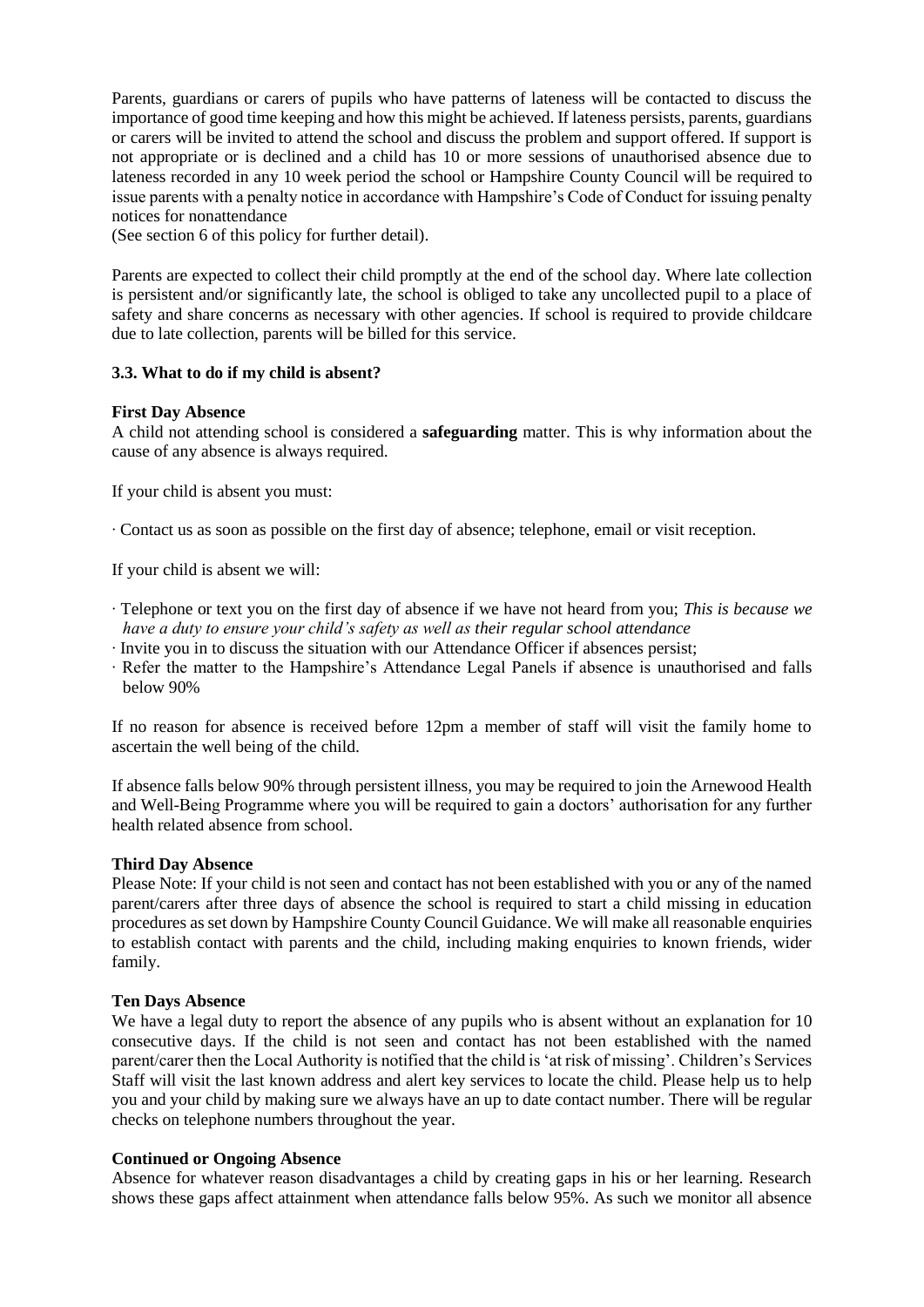Parents, guardians or carers of pupils who have patterns of lateness will be contacted to discuss the importance of good time keeping and how this might be achieved. If lateness persists, parents, guardians or carers will be invited to attend the school and discuss the problem and support offered. If support is not appropriate or is declined and a child has 10 or more sessions of unauthorised absence due to lateness recorded in any 10 week period the school or Hampshire County Council will be required to issue parents with a penalty notice in accordance with Hampshire's Code of Conduct for issuing penalty notices for nonattendance
(See section 6 of this policy for further detail).

Parents are expected to collect their child promptly at the end of the school day. Where late collection is persistent and/or significantly late, the school is obliged to take any uncollected pupil to a place of safety and share concerns as necessary with other agencies. If school is required to provide childcare due to late collection, parents will be billed for this service.

### 3.3. What to do if my child is absent?

**First Day Absence**
A child not attending school is considered a **safeguarding** matter. This is why information about the cause of any absence is always required.

If your child is absent you must:

· Contact us as soon as possible on the first day of absence; telephone, email or visit reception.

If your child is absent we will:

· Telephone or text you on the first day of absence if we have not heard from you; *This is because we have a duty to ensure your child's safety as well as their regular school attendance*
· Invite you in to discuss the situation with our Attendance Officer if absences persist;
· Refer the matter to the Hampshire's Attendance Legal Panels if absence is unauthorised and falls below 90%

If no reason for absence is received before 12pm a member of staff will visit the family home to ascertain the well being of the child.

If absence falls below 90% through persistent illness, you may be required to join the Arnewood Health and Well-Being Programme where you will be required to gain a doctors' authorisation for any further health related absence from school.

**Third Day Absence**
Please Note: If your child is not seen and contact has not been established with you or any of the named parent/carers after three days of absence the school is required to start a child missing in education procedures as set down by Hampshire County Council Guidance. We will make all reasonable enquiries to establish contact with parents and the child, including making enquiries to known friends, wider family.

**Ten Days Absence**
We have a legal duty to report the absence of any pupils who is absent without an explanation for 10 consecutive days. If the child is not seen and contact has not been established with the named parent/carer then the Local Authority is notified that the child is 'at risk of missing'. Children's Services Staff will visit the last known address and alert key services to locate the child. Please help us to help you and your child by making sure we always have an up to date contact number. There will be regular checks on telephone numbers throughout the year.

**Continued or Ongoing Absence**
Absence for whatever reason disadvantages a child by creating gaps in his or her learning. Research shows these gaps affect attainment when attendance falls below 95%. As such we monitor all absence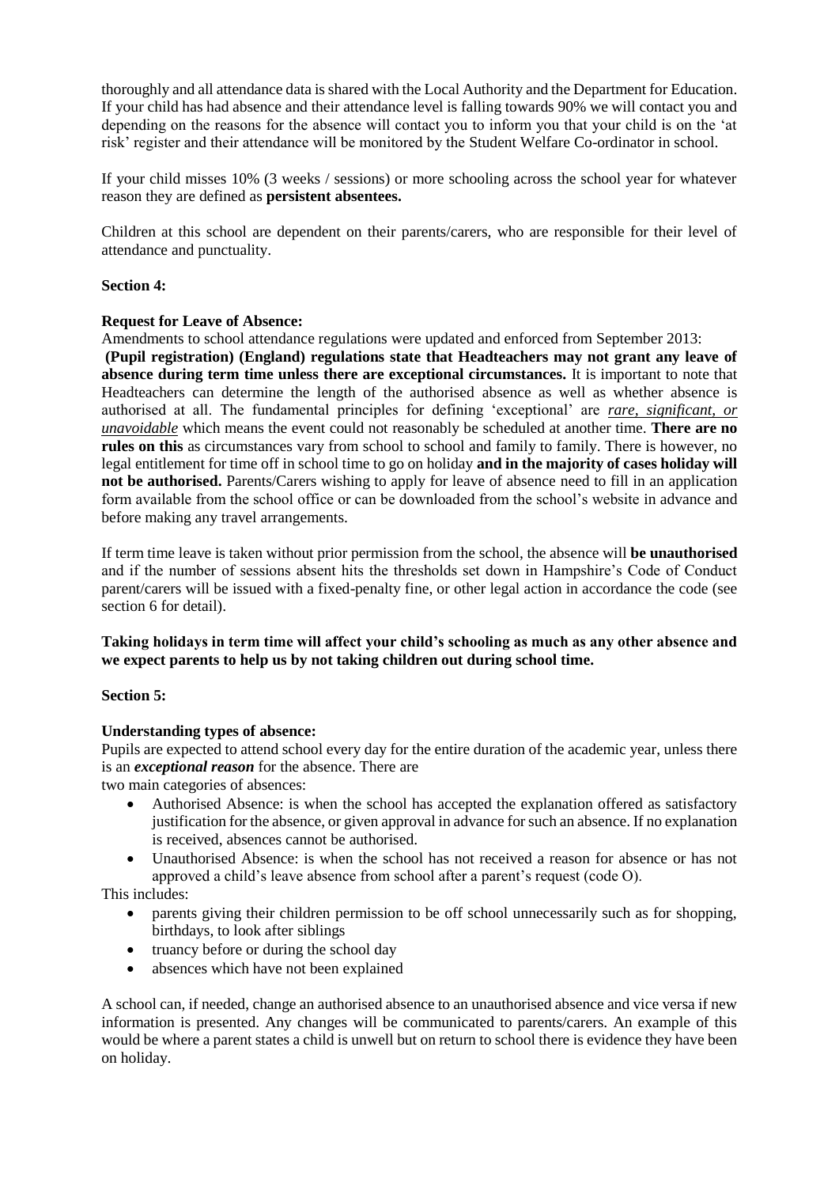thoroughly and all attendance data is shared with the Local Authority and the Department for Education. If your child has had absence and their attendance level is falling towards 90% we will contact you and depending on the reasons for the absence will contact you to inform you that your child is on the 'at risk' register and their attendance will be monitored by the Student Welfare Co-ordinator in school.

If your child misses 10% (3 weeks / sessions) or more schooling across the school year for whatever reason they are defined as **persistent absentees.**

Children at this school are dependent on their parents/carers, who are responsible for their level of attendance and punctuality.

**Section 4:**

**Request for Leave of Absence:**

Amendments to school attendance regulations were updated and enforced from September 2013:
**(Pupil registration) (England) regulations state that Headteachers may not grant any leave of absence during term time unless there are exceptional circumstances.** It is important to note that Headteachers can determine the length of the authorised absence as well as whether absence is authorised at all. The fundamental principles for defining 'exceptional' are ***rare, significant, or unavoidable*** which means the event could not reasonably be scheduled at another time. **There are no rules on this** as circumstances vary from school to school and family to family. There is however, no legal entitlement for time off in school time to go on holiday **and in the majority of cases holiday will not be authorised.** Parents/Carers wishing to apply for leave of absence need to fill in an application form available from the school office or can be downloaded from the school's website in advance and before making any travel arrangements.

If term time leave is taken without prior permission from the school, the absence will **be unauthorised** and if the number of sessions absent hits the thresholds set down in Hampshire's Code of Conduct parent/carers will be issued with a fixed-penalty fine, or other legal action in accordance the code (see section 6 for detail).

**Taking holidays in term time will affect your child's schooling as much as any other absence and we expect parents to help us by not taking children out during school time.**

**Section 5:**

**Understanding types of absence:**

Pupils are expected to attend school every day for the entire duration of the academic year, unless there is an ***exceptional reason*** for the absence. There are
two main categories of absences:

- Authorised Absence: is when the school has accepted the explanation offered as satisfactory justification for the absence, or given approval in advance for such an absence. If no explanation is received, absences cannot be authorised.
- Unauthorised Absence: is when the school has not received a reason for absence or has not approved a child's leave absence from school after a parent's request (code O).

This includes:

- parents giving their children permission to be off school unnecessarily such as for shopping, birthdays, to look after siblings
- truancy before or during the school day
- absences which have not been explained

A school can, if needed, change an authorised absence to an unauthorised absence and vice versa if new information is presented. Any changes will be communicated to parents/carers. An example of this would be where a parent states a child is unwell but on return to school there is evidence they have been on holiday.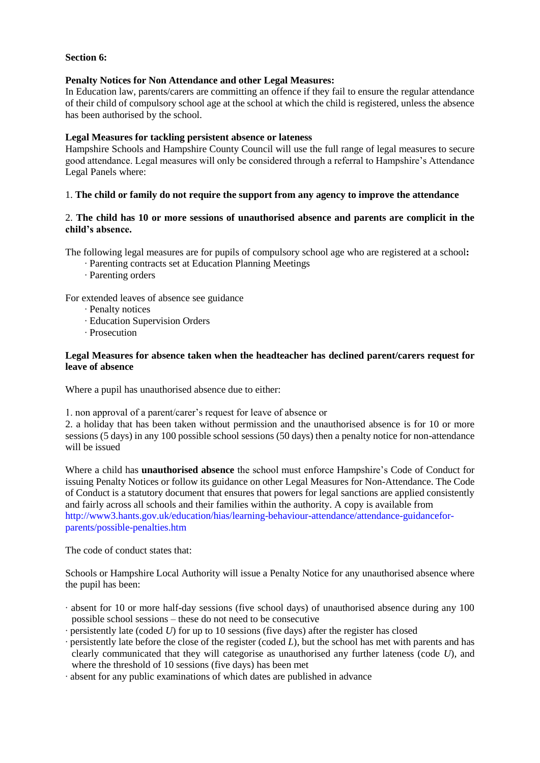**Section 6:**

**Penalty Notices for Non Attendance and other Legal Measures:**
In Education law, parents/carers are committing an offence if they fail to ensure the regular attendance of their child of compulsory school age at the school at which the child is registered, unless the absence has been authorised by the school.

**Legal Measures for tackling persistent absence or lateness**
Hampshire Schools and Hampshire County Council will use the full range of legal measures to secure good attendance. Legal measures will only be considered through a referral to Hampshire's Attendance Legal Panels where:

1. **The child or family do not require the support from any agency to improve the attendance**

2. **The child has 10 or more sessions of unauthorised absence and parents are complicit in the child's absence.**

The following legal measures are for pupils of compulsory school age who are registered at a school**:**

- Parenting contracts set at Education Planning Meetings
- Parenting orders

For extended leaves of absence see guidance

- Penalty notices
- Education Supervision Orders
- Prosecution

**Legal Measures for absence taken when the headteacher has declined parent/carers request for leave of absence**

Where a pupil has unauthorised absence due to either:

1. non approval of a parent/carer's request for leave of absence or
2. a holiday that has been taken without permission and the unauthorised absence is for 10 or more sessions (5 days) in any 100 possible school sessions (50 days) then a penalty notice for non-attendance will be issued

Where a child has **unauthorised absence** the school must enforce Hampshire's Code of Conduct for issuing Penalty Notices or follow its guidance on other Legal Measures for Non-Attendance. The Code of Conduct is a statutory document that ensures that powers for legal sanctions are applied consistently and fairly across all schools and their families within the authority. A copy is available from http://www3.hants.gov.uk/education/hias/learning-behaviour-attendance/attendance-guidancefor-parents/possible-penalties.htm

The code of conduct states that:

Schools or Hampshire Local Authority will issue a Penalty Notice for any unauthorised absence where the pupil has been:

- absent for 10 or more half-day sessions (five school days) of unauthorised absence during any 100 possible school sessions – these do not need to be consecutive
- persistently late (coded *U*) for up to 10 sessions (five days) after the register has closed
- persistently late before the close of the register (coded *L*), but the school has met with parents and has clearly communicated that they will categorise as unauthorised any further lateness (code *U*), and where the threshold of 10 sessions (five days) has been met
- absent for any public examinations of which dates are published in advance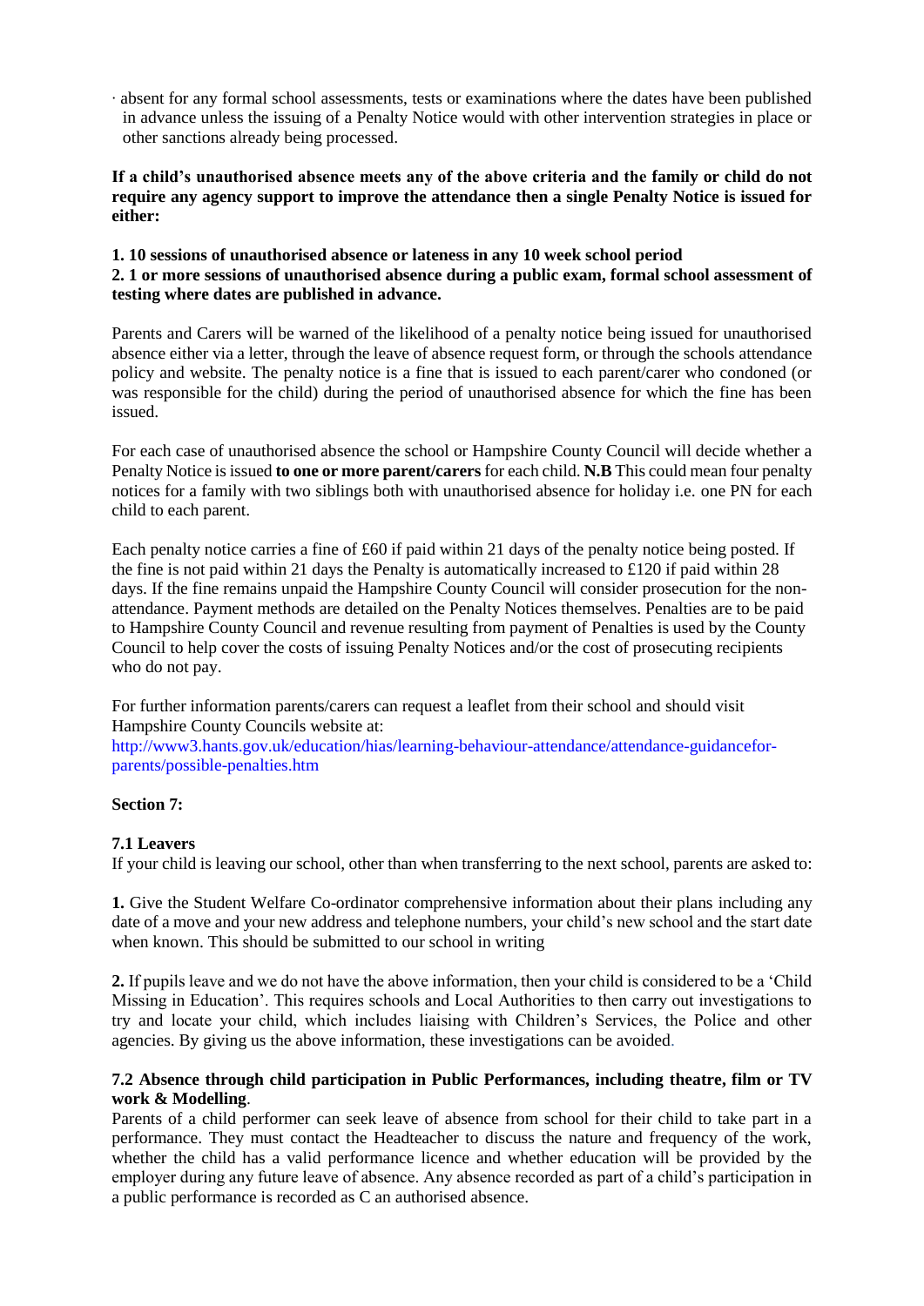· absent for any formal school assessments, tests or examinations where the dates have been published in advance unless the issuing of a Penalty Notice would with other intervention strategies in place or other sanctions already being processed.

**If a child's unauthorised absence meets any of the above criteria and the family or child do not require any agency support to improve the attendance then a single Penalty Notice is issued for either:**

**1. 10 sessions of unauthorised absence or lateness in any 10 week school period**
**2. 1 or more sessions of unauthorised absence during a public exam, formal school assessment of testing where dates are published in advance.**

Parents and Carers will be warned of the likelihood of a penalty notice being issued for unauthorised absence either via a letter, through the leave of absence request form, or through the schools attendance policy and website. The penalty notice is a fine that is issued to each parent/carer who condoned (or was responsible for the child) during the period of unauthorised absence for which the fine has been issued.

For each case of unauthorised absence the school or Hampshire County Council will decide whether a Penalty Notice is issued **to one or more parent/carers** for each child. **N.B** This could mean four penalty notices for a family with two siblings both with unauthorised absence for holiday i.e. one PN for each child to each parent.

Each penalty notice carries a fine of £60 if paid within 21 days of the penalty notice being posted. If the fine is not paid within 21 days the Penalty is automatically increased to £120 if paid within 28 days. If the fine remains unpaid the Hampshire County Council will consider prosecution for the non-attendance. Payment methods are detailed on the Penalty Notices themselves. Penalties are to be paid to Hampshire County Council and revenue resulting from payment of Penalties is used by the County Council to help cover the costs of issuing Penalty Notices and/or the cost of prosecuting recipients who do not pay.

For further information parents/carers can request a leaflet from their school and should visit Hampshire County Councils website at:
http://www3.hants.gov.uk/education/hias/learning-behaviour-attendance/attendance-guidancefor-parents/possible-penalties.htm

**Section 7:**

**7.1 Leavers**
If your child is leaving our school, other than when transferring to the next school, parents are asked to:

**1.** Give the Student Welfare Co-ordinator comprehensive information about their plans including any date of a move and your new address and telephone numbers, your child's new school and the start date when known. This should be submitted to our school in writing

**2.** If pupils leave and we do not have the above information, then your child is considered to be a 'Child Missing in Education'. This requires schools and Local Authorities to then carry out investigations to try and locate your child, which includes liaising with Children's Services, the Police and other agencies. By giving us the above information, these investigations can be avoided.

**7.2 Absence through child participation in Public Performances, including theatre, film or TV work & Modelling**.
Parents of a child performer can seek leave of absence from school for their child to take part in a performance. They must contact the Headteacher to discuss the nature and frequency of the work, whether the child has a valid performance licence and whether education will be provided by the employer during any future leave of absence. Any absence recorded as part of a child's participation in a public performance is recorded as C an authorised absence.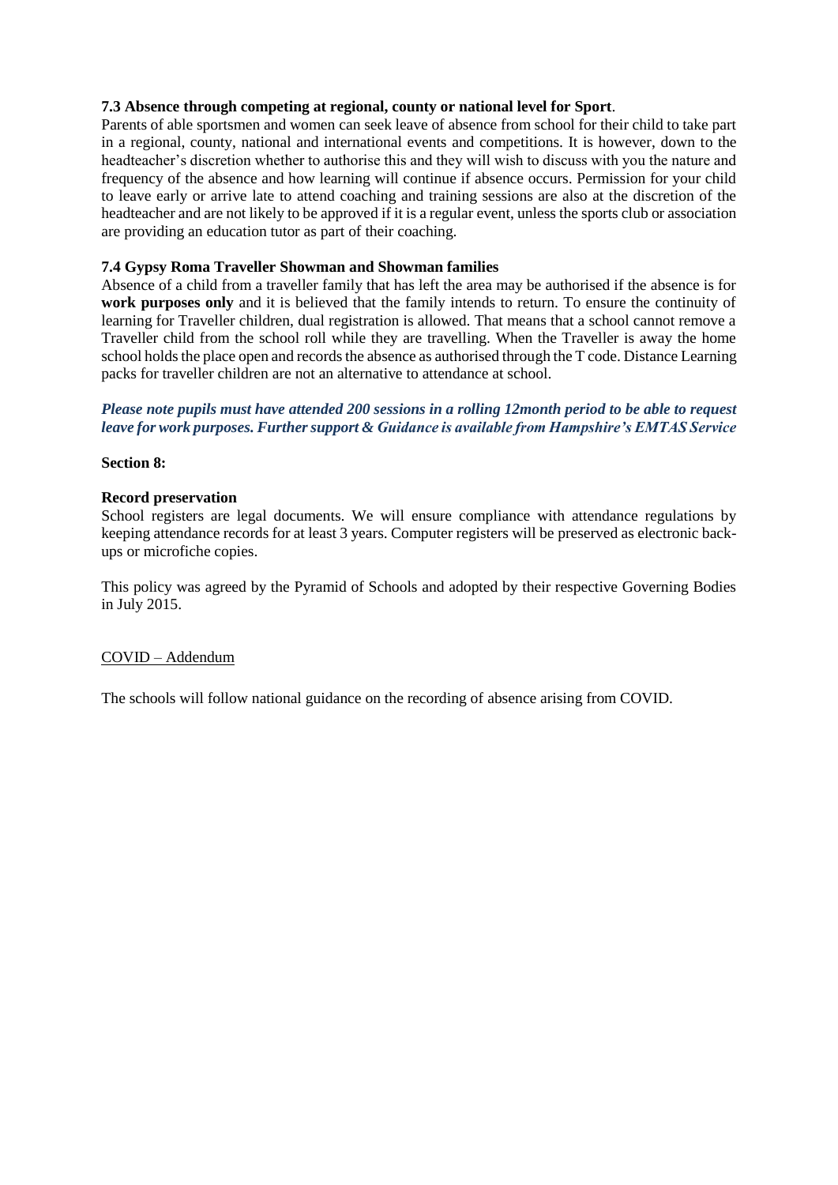**7.3 Absence through competing at regional, county or national level for Sport**.

Parents of able sportsmen and women can seek leave of absence from school for their child to take part in a regional, county, national and international events and competitions. It is however, down to the headteacher's discretion whether to authorise this and they will wish to discuss with you the nature and frequency of the absence and how learning will continue if absence occurs. Permission for your child to leave early or arrive late to attend coaching and training sessions are also at the discretion of the headteacher and are not likely to be approved if it is a regular event, unless the sports club or association are providing an education tutor as part of their coaching.

**7.4 Gypsy Roma Traveller Showman and Showman families**

Absence of a child from a traveller family that has left the area may be authorised if the absence is for **work purposes only** and it is believed that the family intends to return. To ensure the continuity of learning for Traveller children, dual registration is allowed. That means that a school cannot remove a Traveller child from the school roll while they are travelling. When the Traveller is away the home school holds the place open and records the absence as authorised through the T code. Distance Learning packs for traveller children are not an alternative to attendance at school.

***Please note pupils must have attended 200 sessions in a rolling 12month period to be able to request leave for work purposes. Further support & Guidance is available from Hampshire's EMTAS Service***

**Section 8:**

**Record preservation**

School registers are legal documents. We will ensure compliance with attendance regulations by keeping attendance records for at least 3 years. Computer registers will be preserved as electronic back-ups or microfiche copies.

This policy was agreed by the Pyramid of Schools and adopted by their respective Governing Bodies in July 2015.

<u>COVID – Addendum</u>

The schools will follow national guidance on the recording of absence arising from COVID.